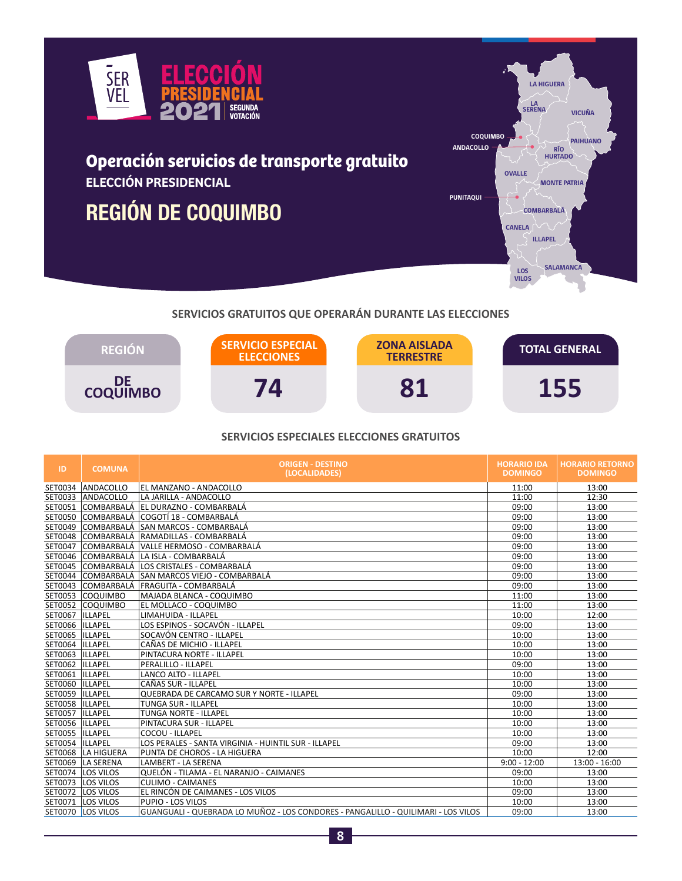SERVEL

ELECCIÓN PRESIDENCIAL 2021 SEGUNDA VOTACIÓN

# Operación servicios de transporte gratuito

## ELECCIÓN PRESIDENCIAL

# REGIÓN DE COQUIMBO

### SERVICIOS GRATUITOS QUE OPERARÁN DURANTE LAS ELECCIONES

| REGIÓN | SERVICIO ESPECIAL ELECCIONES | ZONA AISLADA TERRESTRE | TOTAL GENERAL |
|---|---|---|---|
| DE COQUIMBO | 74 | 81 | 155 |

### SERVICIOS ESPECIALES ELECCIONES GRATUITOS

| ID | COMUNA | ORIGEN - DESTINO (LOCALIDADES) | HORARIO IDA DOMINGO | HORARIO RETORNO DOMINGO |
|---|---|---|---|---|
| SET0034 | ANDACOLLO | EL MANZANO - ANDACOLLO | 11:00 | 13:00 |
| SET0033 | ANDACOLLO | LA JARILLA - ANDACOLLO | 11:00 | 12:30 |
| SET0051 | COMBARBALÁ | EL DURAZNO - COMBARBALÁ | 09:00 | 13:00 |
| SET0050 | COMBARBALÁ | COGOTÍ 18 - COMBARBALÁ | 09:00 | 13:00 |
| SET0049 | COMBARBALÁ | SAN MARCOS - COMBARBALÁ | 09:00 | 13:00 |
| SET0048 | COMBARBALÁ | RAMADILLAS - COMBARBALÁ | 09:00 | 13:00 |
| SET0047 | COMBARBALÁ | VALLE HERMOSO - COMBARBALÁ | 09:00 | 13:00 |
| SET0046 | COMBARBALÁ | LA ISLA - COMBARBALÁ | 09:00 | 13:00 |
| SET0045 | COMBARBALÁ | LOS CRISTALES - COMBARBALÁ | 09:00 | 13:00 |
| SET0044 | COMBARBALÁ | SAN MARCOS VIEJO - COMBARBALÁ | 09:00 | 13:00 |
| SET0043 | COMBARBALÁ | FRAGUITA - COMBARBALÁ | 09:00 | 13:00 |
| SET0053 | COQUIMBO | MAJADA BLANCA - COQUIMBO | 11:00 | 13:00 |
| SET0052 | COQUIMBO | EL MOLLACO - COQUIMBO | 11:00 | 13:00 |
| SET0067 | ILLAPEL | LIMAHUIDA - ILLAPEL | 10:00 | 12:00 |
| SET0066 | ILLAPEL | LOS ESPINOS - SOCAVÓN - ILLAPEL | 09:00 | 13:00 |
| SET0065 | ILLAPEL | SOCAVÓN CENTRO - ILLAPEL | 10:00 | 13:00 |
| SET0064 | ILLAPEL | CAÑAS DE MICHIO - ILLAPEL | 10:00 | 13:00 |
| SET0063 | ILLAPEL | PINTACURA NORTE - ILLAPEL | 10:00 | 13:00 |
| SET0062 | ILLAPEL | PERALILLO - ILLAPEL | 09:00 | 13:00 |
| SET0061 | ILLAPEL | LANCO ALTO - ILLAPEL | 10:00 | 13:00 |
| SET0060 | ILLAPEL | CAÑAS SUR - ILLAPEL | 10:00 | 13:00 |
| SET0059 | ILLAPEL | QUEBRADA DE CARCAMO SUR Y NORTE - ILLAPEL | 09:00 | 13:00 |
| SET0058 | ILLAPEL | TUNGA SUR - ILLAPEL | 10:00 | 13:00 |
| SET0057 | ILLAPEL | TUNGA NORTE - ILLAPEL | 10:00 | 13:00 |
| SET0056 | ILLAPEL | PINTACURA SUR - ILLAPEL | 10:00 | 13:00 |
| SET0055 | ILLAPEL | COCOU - ILLAPEL | 10:00 | 13:00 |
| SET0054 | ILLAPEL | LOS PERALES - SANTA VIRGINIA - HUINTIL SUR - ILLAPEL | 09:00 | 13:00 |
| SET0068 | LA HIGUERA | PUNTA DE CHOROS - LA HIGUERA | 10:00 | 12:00 |
| SET0069 | LA SERENA | LAMBERT - LA SERENA | 9:00 - 12:00 | 13:00 - 16:00 |
| SET0074 | LOS VILOS | QUELÓN - TILAMA - EL NARANJO - CAIMANES | 09:00 | 13:00 |
| SET0073 | LOS VILOS | CULIMO - CAIMANES | 10:00 | 13:00 |
| SET0072 | LOS VILOS | EL RINCÓN DE CAIMANES - LOS VILOS | 09:00 | 13:00 |
| SET0071 | LOS VILOS | PUPIO - LOS VILOS | 10:00 | 13:00 |
| SET0070 | LOS VILOS | GUANGUALI - QUEBRADA LO MUÑOZ - LOS CONDORES - PANGALILLO - QUILIMARI - LOS VILOS | 09:00 | 13:00 |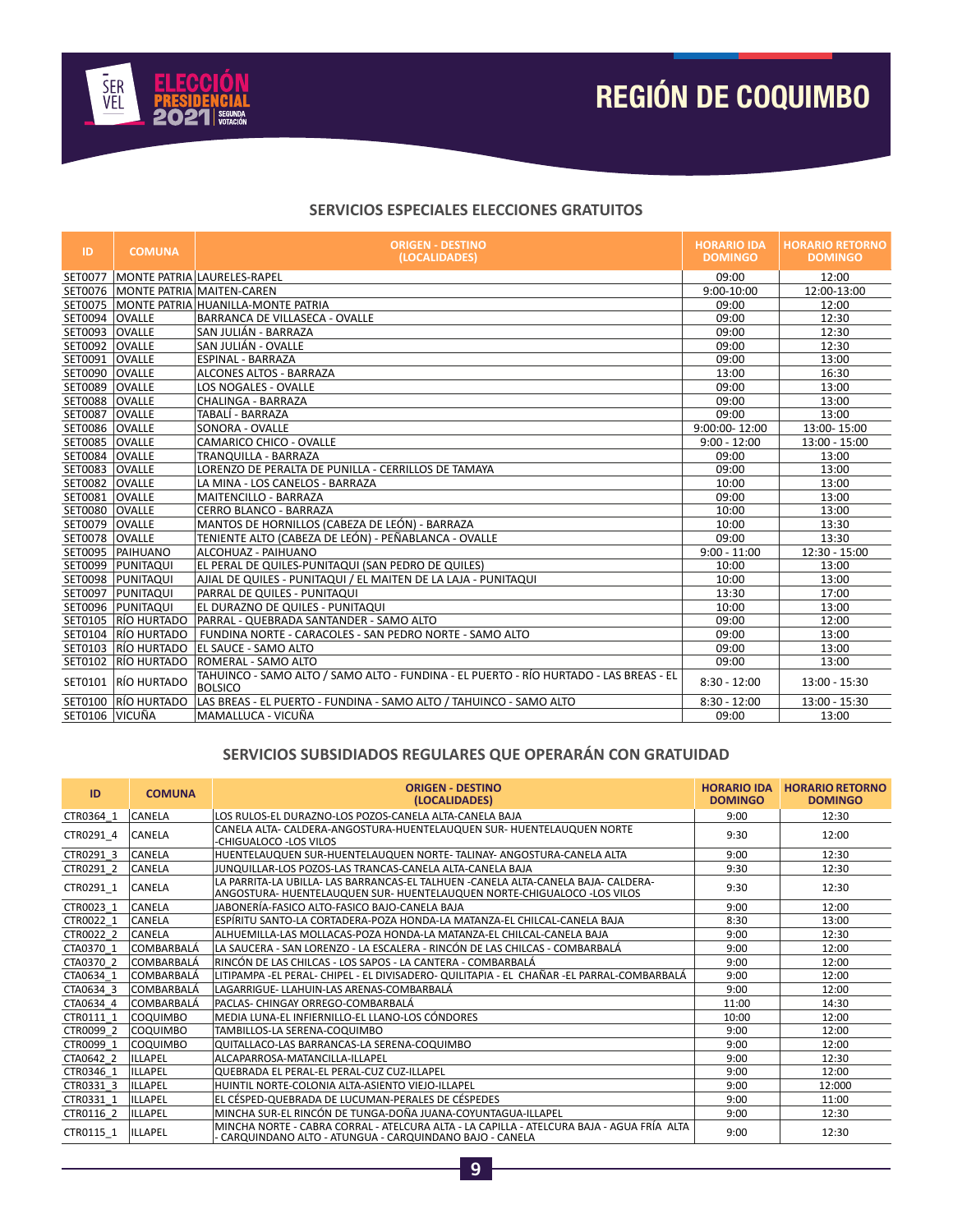# REGIÓN DE COQUIMBO

## SERVICIOS ESPECIALES ELECCIONES GRATUITOS

| ID | COMUNA | ORIGEN - DESTINO (LOCALIDADES) | HORARIO IDA DOMINGO | HORARIO RETORNO DOMINGO |
|---|---|---|---|---|
| SET0077 | MONTE PATRIA | LAURELES-RAPEL | 09:00 | 12:00 |
| SET0076 | MONTE PATRIA | MAITEN-CAREN | 9:00-10:00 | 12:00-13:00 |
| SET0075 | MONTE PATRIA | HUANILLA-MONTE PATRIA | 09:00 | 12:00 |
| SET0094 | OVALLE | BARRANCA DE VILLASECA - OVALLE | 09:00 | 12:30 |
| SET0093 | OVALLE | SAN JULIÁN - BARRAZA | 09:00 | 12:30 |
| SET0092 | OVALLE | SAN JULIÁN - OVALLE | 09:00 | 12:30 |
| SET0091 | OVALLE | ESPINAL - BARRAZA | 09:00 | 13:00 |
| SET0090 | OVALLE | ALCONES ALTOS - BARRAZA | 13:00 | 16:30 |
| SET0089 | OVALLE | LOS NOGALES - OVALLE | 09:00 | 13:00 |
| SET0088 | OVALLE | CHALINGA - BARRAZA | 09:00 | 13:00 |
| SET0087 | OVALLE | TABALÍ - BARRAZA | 09:00 | 13:00 |
| SET0086 | OVALLE | SONORA - OVALLE | 9:00:00- 12:00 | 13:00- 15:00 |
| SET0085 | OVALLE | CAMARICO CHICO - OVALLE | 9:00 - 12:00 | 13:00 - 15:00 |
| SET0084 | OVALLE | TRANQUILLA - BARRAZA | 09:00 | 13:00 |
| SET0083 | OVALLE | LORENZO DE PERALTA DE PUNILLA - CERRILLOS DE TAMAYA | 09:00 | 13:00 |
| SET0082 | OVALLE | LA MINA - LOS CANELOS - BARRAZA | 10:00 | 13:00 |
| SET0081 | OVALLE | MAITENCILLO - BARRAZA | 09:00 | 13:00 |
| SET0080 | OVALLE | CERRO BLANCO - BARRAZA | 10:00 | 13:00 |
| SET0079 | OVALLE | MANTOS DE HORNILLOS (CABEZA DE LEÓN) - BARRAZA | 10:00 | 13:30 |
| SET0078 | OVALLE | TENIENTE ALTO (CABEZA DE LEÓN) - PEÑABLANCA - OVALLE | 09:00 | 13:30 |
| SET0095 | PAIHUANO | ALCOHUAZ - PAIHUANO | 9:00 - 11:00 | 12:30 - 15:00 |
| SET0099 | PUNITAQUI | EL PERAL DE QUILES-PUNITAQUI (SAN PEDRO DE QUILES) | 10:00 | 13:00 |
| SET0098 | PUNITAQUI | AJIAL DE QUILES - PUNITAQUI / EL MAITEN DE LA LAJA - PUNITAQUI | 10:00 | 13:00 |
| SET0097 | PUNITAQUI | PARRAL DE QUILES - PUNITAQUI | 13:30 | 17:00 |
| SET0096 | PUNITAQUI | EL DURAZNO DE QUILES - PUNITAQUI | 10:00 | 13:00 |
| SET0105 | RÍO HURTADO | PARRAL - QUEBRADA SANTANDER - SAMO ALTO | 09:00 | 12:00 |
| SET0104 | RÍO HURTADO | FUNDINA NORTE - CARACOLES - SAN PEDRO NORTE - SAMO ALTO | 09:00 | 13:00 |
| SET0103 | RÍO HURTADO | EL SAUCE - SAMO ALTO | 09:00 | 13:00 |
| SET0102 | RÍO HURTADO | ROMERAL - SAMO ALTO | 09:00 | 13:00 |
| SET0101 | RÍO HURTADO | TAHUINCO - SAMO ALTO / SAMO ALTO - FUNDINA - EL PUERTO - RÍO HURTADO - LAS BREAS - EL BOLSICO | 8:30 - 12:00 | 13:00 - 15:30 |
| SET0100 | RÍO HURTADO | LAS BREAS - EL PUERTO - FUNDINA - SAMO ALTO / TAHUINCO - SAMO ALTO | 8:30 - 12:00 | 13:00 - 15:30 |
| SET0106 | VICUÑA | MAMALLUCA - VICUÑA | 09:00 | 13:00 |

## SERVICIOS SUBSIDIADOS REGULARES QUE OPERARÁN CON GRATUIDAD

| ID | COMUNA | ORIGEN - DESTINO (LOCALIDADES) | HORARIO IDA DOMINGO | HORARIO RETORNO DOMINGO |
|---|---|---|---|---|
| CTR0364_1 | CANELA | LOS RULOS-EL DURAZNO-LOS POZOS-CANELA ALTA-CANELA BAJA | 9:00 | 12:30 |
| CTR0291_4 | CANELA | CANELA ALTA- CALDERA-ANGOSTURA-HUENTELAUQUEN SUR- HUENTELAUQUEN NORTE -CHIGUALOCO -LOS VILOS | 9:30 | 12:00 |
| CTR0291_3 | CANELA | HUENTELAUQUEN SUR-HUENTELAUQUEN NORTE- TALINAY- ANGOSTURA-CANELA ALTA | 9:00 | 12:30 |
| CTR0291_2 | CANELA | JUNQUILLAR-LOS POZOS-LAS TRANCAS-CANELA ALTA-CANELA BAJA | 9:30 | 12:30 |
| CTR0291_1 | CANELA | LA PARRITA-LA UBILLA- LAS BARRANCAS-EL TALHUEN -CANELA ALTA-CANELA BAJA- CALDERA-ANGOSTURA- HUENTELAUQUEN SUR- HUENTELAUQUEN NORTE-CHIGUALOCO -LOS VILOS | 9:30 | 12:30 |
| CTR0023_1 | CANELA | JABONERÍA-FASICO ALTO-FASICO BAJO-CANELA BAJA | 9:00 | 12:00 |
| CTR0022_1 | CANELA | ESPÍRITU SANTO-LA CORTADERA-POZA HONDA-LA MATANZA-EL CHILCAL-CANELA BAJA | 8:30 | 13:00 |
| CTR0022_2 | CANELA | ALHUEMILLA-LAS MOLLACAS-POZA HONDA-LA MATANZA-EL CHILCAL-CANELA BAJA | 9:00 | 12:30 |
| CTA0370_1 | COMBARBALÁ | LA SAUCERA - SAN LORENZO - LA ESCALERA - RINCÓN DE LAS CHILCAS - COMBARBALÁ | 9:00 | 12:00 |
| CTA0370_2 | COMBARBALÁ | RINCÓN DE LAS CHILCAS - LOS SAPOS - LA CANTERA - COMBARBALÁ | 9:00 | 12:00 |
| CTA0634_1 | COMBARBALÁ | LITIPAMPA -EL PERAL- CHIPEL - EL DIVISADERO- QUILITAPIA - EL CHAÑAR -EL PARRAL-COMBARBALÁ | 9:00 | 12:00 |
| CTA0634_3 | COMBARBALÁ | LAGARRIGUE- LLAHUIN-LAS ARENAS-COMBARBALÁ | 9:00 | 12:00 |
| CTA0634_4 | COMBARBALÁ | PACLAS- CHINGAY ORREGO-COMBARBALÁ | 11:00 | 14:30 |
| CTR0111_1 | COQUIMBO | MEDIA LUNA-EL INFIERNILLO-EL LLANO-LOS CÓNDORES | 10:00 | 12:00 |
| CTR0099_2 | COQUIMBO | TAMBILLOS-LA SERENA-COQUIMBO | 9:00 | 12:00 |
| CTR0099_1 | COQUIMBO | QUITALLACO-LAS BARRANCAS-LA SERENA-COQUIMBO | 9:00 | 12:00 |
| CTA0642_2 | ILLAPEL | ALCAPARROSA-MATANCILLA-ILLAPEL | 9:00 | 12:30 |
| CTR0346_1 | ILLAPEL | QUEBRADA EL PERAL-EL PERAL-CUZ CUZ-ILLAPEL | 9:00 | 12:00 |
| CTR0331_3 | ILLAPEL | HUINTIL NORTE-COLONIA ALTA-ASIENTO VIEJO-ILLAPEL | 9:00 | 12:000 |
| CTR0331_1 | ILLAPEL | EL CÉSPED-QUEBRADA DE LUCUMAN-PERALES DE CÉSPEDES | 9:00 | 11:00 |
| CTR0116_2 | ILLAPEL | MINCHA SUR-EL RINCÓN DE TUNGA-DOÑA JUANA-COYUNTAGUA-ILLAPEL | 9:00 | 12:30 |
| CTR0115_1 | ILLAPEL | MINCHA NORTE - CABRA CORRAL - ATELCURA ALTA - LA CAPILLA - ATELCURA BAJA - AGUA FRÍA ALTA - CARQUINDANO ALTO - ATUNGUA - CARQUINDANO BAJO - CANELA | 9:00 | 12:30 |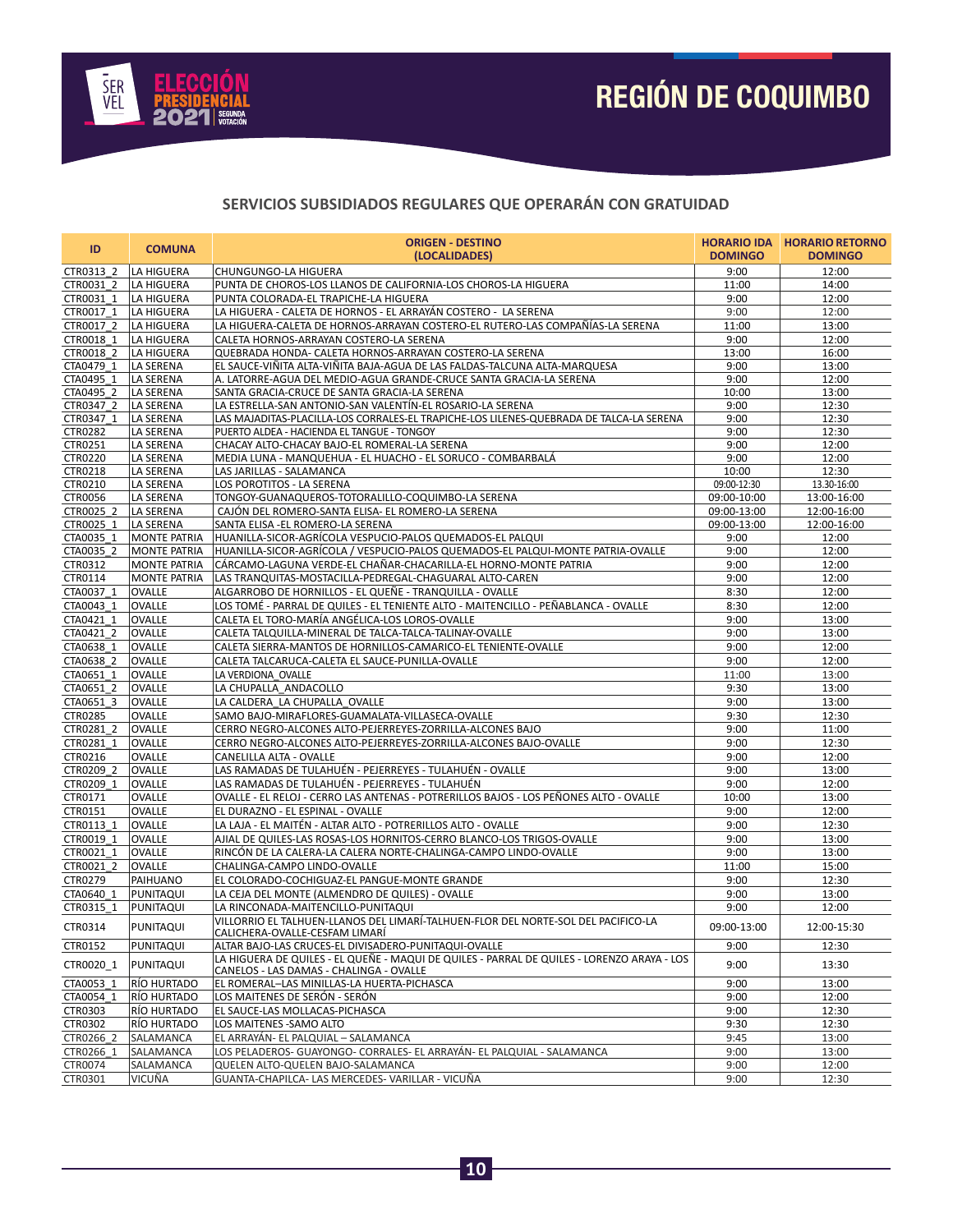## REGIÓN DE COQUIMBO

### SERVICIOS SUBSIDIADOS REGULARES QUE OPERARÁN CON GRATUIDAD

| ID | COMUNA | ORIGEN - DESTINO (LOCALIDADES) | HORARIO IDA DOMINGO | HORARIO RETORNO DOMINGO |
|---|---|---|---|---|
| CTR0313_2 | LA HIGUERA | CHUNGUNGO-LA HIGUERA | 9:00 | 12:00 |
| CTR0031_2 | LA HIGUERA | PUNTA DE CHOROS-LOS LLANOS DE CALIFORNIA-LOS CHOROS-LA HIGUERA | 11:00 | 14:00 |
| CTR0031_1 | LA HIGUERA | PUNTA COLORADA-EL TRAPICHE-LA HIGUERA | 9:00 | 12:00 |
| CTR0017_1 | LA HIGUERA | LA HIGUERA - CALETA DE HORNOS - EL ARRAYÁN COSTERO - LA SERENA | 9:00 | 12:00 |
| CTR0017_2 | LA HIGUERA | LA HIGUERA-CALETA DE HORNOS-ARRAYAN COSTERO-EL RUTERO-LAS COMPAÑÍAS-LA SERENA | 11:00 | 13:00 |
| CTR0018_1 | LA HIGUERA | CALETA HORNOS-ARRAYAN COSTERO-LA SERENA | 9:00 | 12:00 |
| CTR0018_2 | LA HIGUERA | QUEBRADA HONDA- CALETA HORNOS-ARRAYAN COSTERO-LA SERENA | 13:00 | 16:00 |
| CTA0479_1 | LA SERENA | EL SAUCE-VIÑITA ALTA-VIÑITA BAJA-AGUA DE LAS FALDAS-TALCUNA ALTA-MARQUESA | 9:00 | 13:00 |
| CTA0495_1 | LA SERENA | A. LATORRE-AGUA DEL MEDIO-AGUA GRANDE-CRUCE SANTA GRACIA-LA SERENA | 9:00 | 12:00 |
| CTA0495_2 | LA SERENA | SANTA GRACIA-CRUCE DE SANTA GRACIA-LA SERENA | 10:00 | 13:00 |
| CTR0347_2 | LA SERENA | LA ESTRELLA-SAN ANTONIO-SAN VALENTÍN-EL ROSARIO-LA SERENA | 9:00 | 12:30 |
| CTR0347_1 | LA SERENA | LAS MAJADITAS-PLACILLA-LOS CORRALES-EL TRAPICHE-LOS LILENES-QUEBRADA DE TALCA-LA SERENA | 9:00 | 12:30 |
| CTR0282 | LA SERENA | PUERTO ALDEA - HACIENDA EL TANGUE - TONGOY | 9:00 | 12:30 |
| CTR0251 | LA SERENA | CHACAY ALTO-CHACAY BAJO-EL ROMERAL-LA SERENA | 9:00 | 12:00 |
| CTR0220 | LA SERENA | MEDIA LUNA - MANQUEHUA - EL HUACHO - EL SORUCO - COMBARBALÁ | 9:00 | 12:00 |
| CTR0218 | LA SERENA | LAS JARILLAS - SALAMANCA | 10:00 | 12:30 |
| CTR0210 | LA SERENA | LOS POROTITOS - LA SERENA | 09:00-12:30 | 13.30-16:00 |
| CTR0056 | LA SERENA | TONGOY-GUANAQUEROS-TOTORALILLO-COQUIMBO-LA SERENA | 09:00-10:00 | 13:00-16:00 |
| CTR0025_2 | LA SERENA | CAJÓN DEL ROMERO-SANTA ELISA- EL ROMERO-LA SERENA | 09:00-13:00 | 12:00-16:00 |
| CTR0025_1 | LA SERENA | SANTA ELISA -EL ROMERO-LA SERENA | 09:00-13:00 | 12:00-16:00 |
| CTA0035_1 | MONTE PATRIA | HUANILLA-SICOR-AGRÍCOLA VESPUCIO-PALOS QUEMADOS-EL PALQUI | 9:00 | 12:00 |
| CTA0035_2 | MONTE PATRIA | HUANILLA-SICOR-AGRÍCOLA / VESPUCIO-PALOS QUEMADOS-EL PALQUI-MONTE PATRIA-OVALLE | 9:00 | 12:00 |
| CTR0312 | MONTE PATRIA | CÁRCAMO-LAGUNA VERDE-EL CHAÑAR-CHACARILLA-EL HORNO-MONTE PATRIA | 9:00 | 12:00 |
| CTR0114 | MONTE PATRIA | LAS TRANQUITAS-MOSTACILLA-PEDREGAL-CHAGUARAL ALTO-CAREN | 9:00 | 12:00 |
| CTA0037_1 | OVALLE | ALGARROBO DE HORNILLOS - EL QUEÑE - TRANQUARAL - OVALLE | 8:30 | 12:00 |
| CTA0043_1 | OVALLE | LOS TOMÉ - PARRAL DE QUILES - EL TENIENTE ALTO - MAITENCILLO - PEÑABLANCA - OVALLE | 8:30 | 12:00 |
| CTA0421_1 | OVALLE | CALETA EL TORO-MARÍA ANGÉLICA-LOS LOROS-OVALLE | 9:00 | 13:00 |
| CTA0421_2 | OVALLE | CALETA TALQUILLA-MINERAL DE TALCA-TALCA-TALINAY-OVALLE | 9:00 | 13:00 |
| CTA0638_1 | OVALLE | CALETA SIERRA-MANTOS DE HORNILLOS-CAMARICO-EL TENIENTE-OVALLE | 9:00 | 12:00 |
| CTA0638_2 | OVALLE | CALETA TALCARUCA-CALETA EL SAUCE-PUNILLA-OVALLE | 9:00 | 12:00 |
| CTA0651_1 | OVALLE | LA VERDIONA_OVALLE | 11:00 | 13:00 |
| CTA0651_2 | OVALLE | LA CHUPALLA_ANDACOLLO | 9:30 | 13:00 |
| CTA0651_3 | OVALLE | LA CALDERA_LA CHUPALLA_OVALLE | 9:00 | 13:00 |
| CTR0285 | OVALLE | SAMO BAJO-MIRAFLORES-GUAMALATA-VILLASECA-OVALLE | 9:30 | 12:30 |
| CTR0281_2 | OVALLE | CERRO NEGRO-ALCONES ALTO-PEJERREYES-ZORRILLA-ALCONES BAJO | 9:00 | 11:00 |
| CTR0281_1 | OVALLE | CERRO NEGRO-ALCONES ALTO-PEJERREYES-ZORRILLA-ALCONES BAJO-OVALLE | 9:00 | 12:30 |
| CTR0216 | OVALLE | CANELILLA ALTA - OVALLE | 9:00 | 12:00 |
| CTR0209_2 | OVALLE | LAS RAMADAS DE TULAHUÉN - PEJERREYES - TULAHUÉN - OVALLE | 9:00 | 13:00 |
| CTR0209_1 | OVALLE | LAS RAMADAS DE TULAHUÉN - PEJERREYES - TULAHUÉN | 9:00 | 12:00 |
| CTR0171 | OVALLE | OVALLE - EL RELOJ - CERRO LAS ANTENAS - POTRERILLOS BAJOS - LOS PEÑONES ALTO - OVALLE | 10:00 | 13:00 |
| CTR0151 | OVALLE | EL DURAZNO - EL ESPINAL - OVALLE | 9:00 | 12:00 |
| CTR0113_1 | OVALLE | LA LAJA - EL MAITÉN - ALTAR ALTO - POTRERILLOS ALTO - OVALLE | 9:00 | 12:30 |
| CTR0019_1 | OVALLE | AJIAL DE QUILES-LAS ROSAS-LOS HORNITOS-CERRO BLANCO-LOS TRIGOS-OVALLE | 9:00 | 13:00 |
| CTR0021_1 | OVALLE | RINCÓN DE LA CALERA-LA CALERA NORTE-CHALINGA-CAMPO LINDO-OVALLE | 9:00 | 13:00 |
| CTR0021_2 | OVALLE | CHALINGA-CAMPO LINDO-OVALLE | 11:00 | 15:00 |
| CTR0279 | PAIHUANO | EL COLORADO-COCHIGUAZ-EL PANGUE-MONTE GRANDE | 9:00 | 12:30 |
| CTA0640_1 | PUNITAQUI | LA CEJA DEL MONTE (ALMENDRO DE QUILES) - OVALLE | 9:00 | 13:00 |
| CTR0315_1 | PUNITAQUI | LA RINCONADA-MAITENCILLO-PUNITAQUI | 9:00 | 12:00 |
| CTR0314 | PUNITAQUI | VILLORRIO EL TALHUEN-LLANOS DEL LIMARÍ-TALHUEN-FLOR DEL NORTE-SOL DEL PACIFICO-LA CALICHERA-OVALLE-CESFAM LIMARÍ | 09:00-13:00 | 12:00-15:30 |
| CTR0152 | PUNITAQUI | ALTAR BAJO-LAS CRUCES-EL DIVISADERO-PUNITAQUI-OVALLE | 9:00 | 12:30 |
| CTR0020_1 | PUNITAQUI | LA HIGUERA DE QUILES - EL QUEÑE - MAQUI DE QUILES - PARRAL DE QUILES - LORENZO ARAYA - LOS CANELOS - LAS DAMAS - CHALINGA - OVALLE | 9:00 | 13:30 |
| CTA0053_1 | RÍO HURTADO | EL ROMERAL–LAS MINILLAS-LA HUERTA-PICHASCA | 9:00 | 13:00 |
| CTA0054_1 | RÍO HURTADO | LOS MAITENES DE SERÓN - SERÓN | 9:00 | 12:00 |
| CTR0303 | RÍO HURTADO | EL SAUCE-LAS MOLLACAS-PICHASCA | 9:00 | 12:30 |
| CTR0302 | RÍO HURTADO | LOS MAITENES -SAMO ALTO | 9:30 | 12:30 |
| CTR0266_2 | SALAMANCA | EL ARRAYÁN- EL PALQUIAL – SALAMANCA | 9:45 | 13:00 |
| CTR0266_1 | SALAMANCA | LOS PELADEROS- GUAYONGO- CORRALES- EL ARRAYÁN- EL PALQUIAL - SALAMANCA | 9:00 | 13:00 |
| CTR0074 | SALAMANCA | QUELEN ALTO-QUELEN BAJO-SALAMANCA | 9:00 | 12:00 |
| CTR0301 | VICUÑA | GUANTA-CHAPILCA- LAS MERCEDES- VARILLAR - VICUÑA | 9:00 | 12:30 |